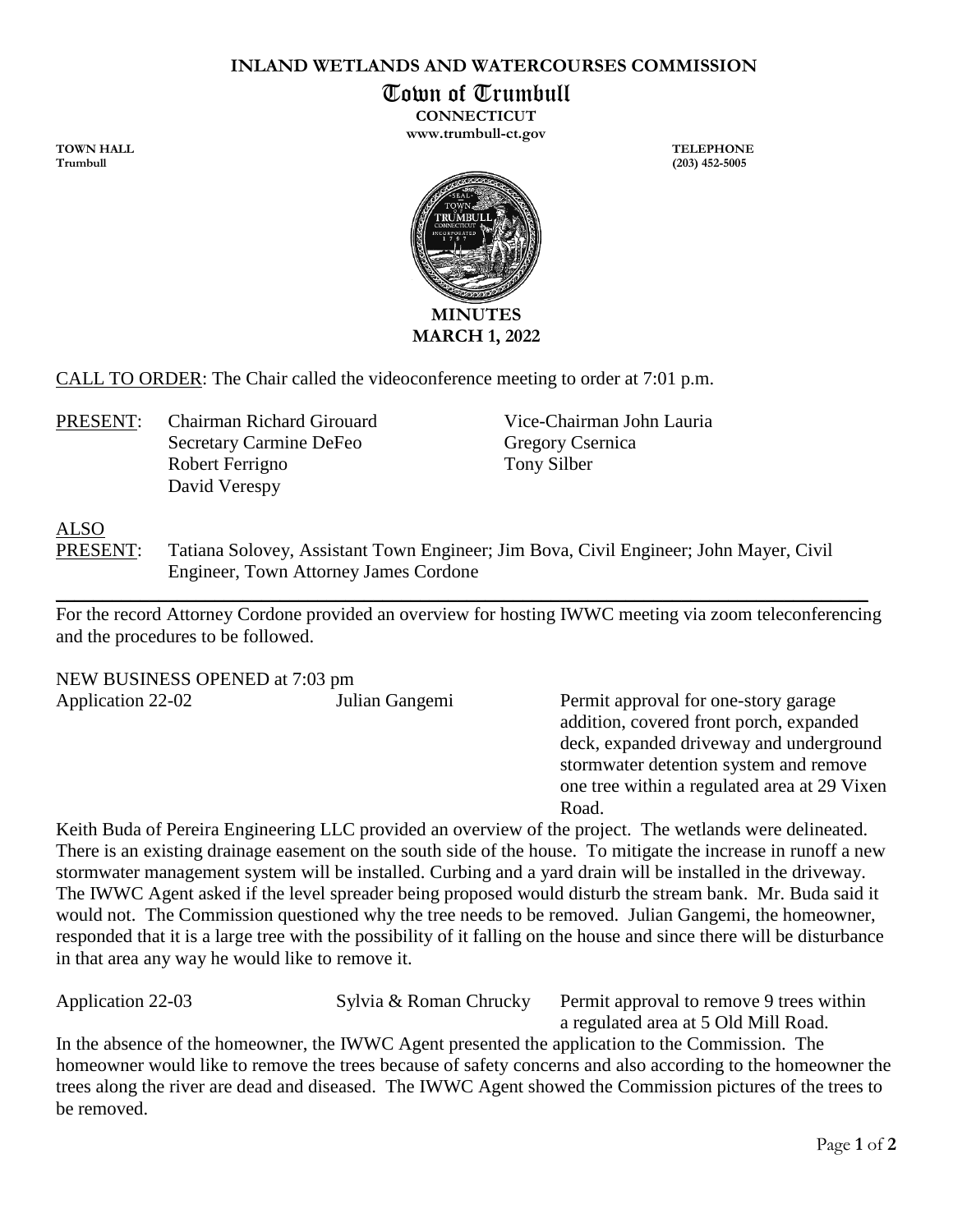**INLAND WETLANDS AND WATERCOURSES COMMISSION**

# Town of Trumbull

**CONNECTICUT**

**www.trumbull-ct.gov**

**TOWN HALL**
**Trumbull**

**TELEPHONE**
**(203) 452-5005**

**MINUTES**
**MARCH 1, 2022**

CALL TO ORDER: The Chair called the videoconference meeting to order at 7:01 p.m.

PRESENT: Chairman Richard Girouard, Vice-Chairman John Lauria, Secretary Carmine DeFeo, Gregory Csernica, Robert Ferrigno, Tony Silber, David Verespy

ALSO PRESENT: Tatiana Solovey, Assistant Town Engineer; Jim Bova, Civil Engineer; John Mayer, Civil Engineer, Town Attorney James Cordone

---

For the record Attorney Cordone provided an overview for hosting IWWC meeting via zoom teleconferencing and the procedures to be followed.

NEW BUSINESS OPENED at 7:03 pm

| Application 22-02 | Julian Gangemi | Permit approval for one-story garage addition, covered front porch, expanded deck, expanded driveway and underground stormwater detention system and remove one tree within a regulated area at 29 Vixen Road. |
|---|---|---|

Keith Buda of Pereira Engineering LLC provided an overview of the project. The wetlands were delineated. There is an existing drainage easement on the south side of the house. To mitigate the increase in runoff a new stormwater management system will be installed. Curbing and a yard drain will be installed in the driveway. The IWWC Agent asked if the level spreader being proposed would disturb the stream bank. Mr. Buda said it would not. The Commission questioned why the tree needs to be removed. Julian Gangemi, the homeowner, responded that it is a large tree with the possibility of it falling on the house and since there will be disturbance in that area any way he would like to remove it.

| Application 22-03 | Sylvia & Roman Chrucky | Permit approval to remove 9 trees within a regulated area at 5 Old Mill Road. |
|---|---|---|

In the absence of the homeowner, the IWWC Agent presented the application to the Commission. The homeowner would like to remove the trees because of safety concerns and also according to the homeowner the trees along the river are dead and diseased. The IWWC Agent showed the Commission pictures of the trees to be removed.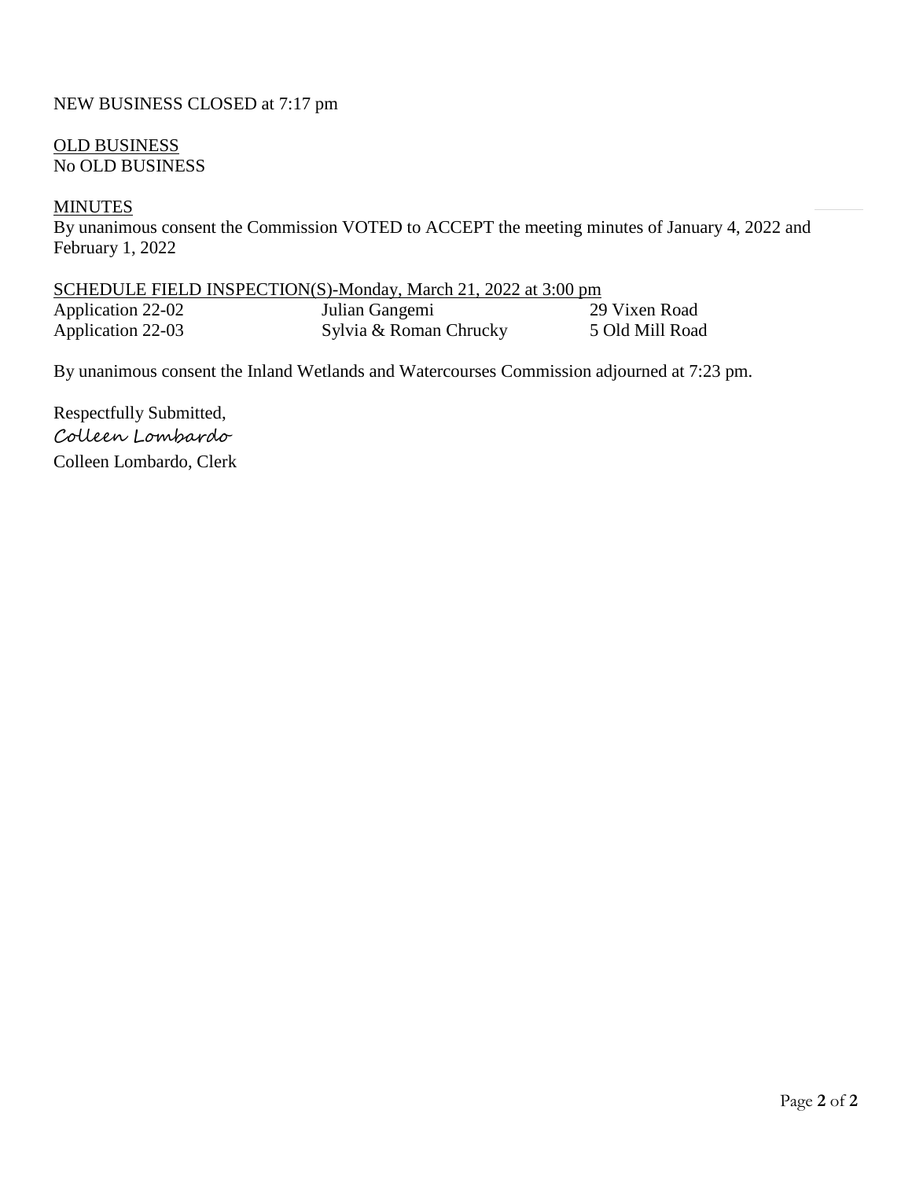NEW BUSINESS CLOSED at 7:17 pm

OLD BUSINESS
No OLD BUSINESS

MINUTES
By unanimous consent the Commission VOTED to ACCEPT the meeting minutes of January 4, 2022 and February 1, 2022

SCHEDULE FIELD INSPECTION(S)-Monday, March 21, 2022 at 3:00 pm

| | | |
|---|---|---|
| Application 22-02 | Julian Gangemi | 29 Vixen Road |
| Application 22-03 | Sylvia & Roman Chrucky | 5 Old Mill Road |

By unanimous consent the Inland Wetlands and Watercourses Commission adjourned at 7:23 pm.

Respectfully Submitted,
*Colleen Lombardo*
Colleen Lombardo, Clerk